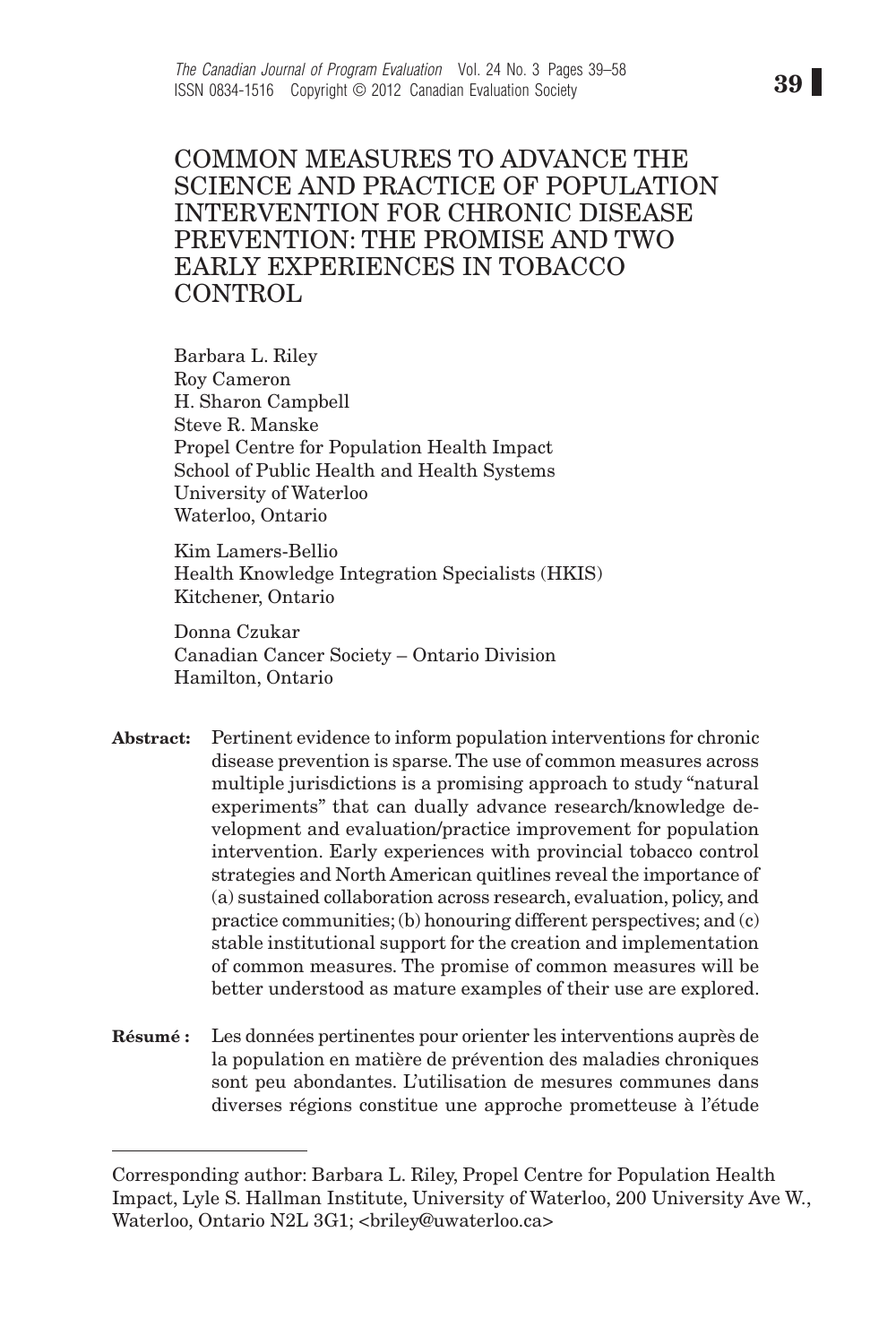# COMMON MEASURES TO ADVANCE THE SCIENCE AND PRACTICE OF POPULATION INTERVENTION FOR CHRONIC DISEASE PREVENTION: THE PROMISE AND TWO EARLY EXPERIENCES IN TOBACCO CONTROL

Barbara L. Riley
Roy Cameron
H. Sharon Campbell
Steve R. Manske
Propel Centre for Population Health Impact
School of Public Health and Health Systems
University of Waterloo
Waterloo, Ontario

Kim Lamers-Bellio
Health Knowledge Integration Specialists (HKIS)
Kitchener, Ontario

Donna Czukar
Canadian Cancer Society – Ontario Division
Hamilton, Ontario

**Abstract:** Pertinent evidence to inform population interventions for chronic disease prevention is sparse. The use of common measures across multiple jurisdictions is a promising approach to study "natural experiments" that can dually advance research/knowledge development and evaluation/practice improvement for population intervention. Early experiences with provincial tobacco control strategies and North American quitlines reveal the importance of (a) sustained collaboration across research, evaluation, policy, and practice communities; (b) honouring different perspectives; and (c) stable institutional support for the creation and implementation of common measures. The promise of common measures will be better understood as mature examples of their use are explored.

**Résumé :** Les données pertinentes pour orienter les interventions auprès de la population en matière de prévention des maladies chroniques sont peu abondantes. L'utilisation de mesures communes dans diverses régions constitue une approche prometteuse à l'étude

Corresponding author: Barbara L. Riley, Propel Centre for Population Health Impact, Lyle S. Hallman Institute, University of Waterloo, 200 University Ave W., Waterloo, Ontario N2L 3G1; <briley@uwaterloo.ca>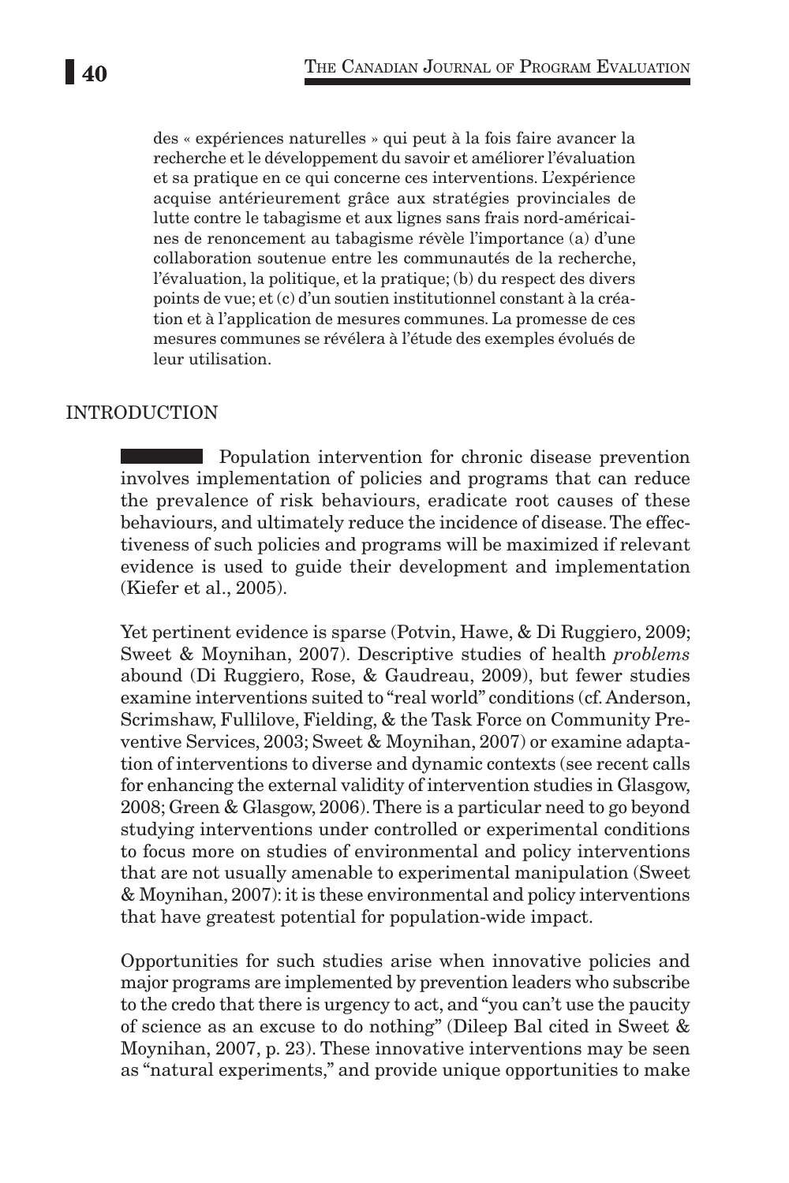des « expériences naturelles » qui peut à la fois faire avancer la recherche et le développement du savoir et améliorer l'évaluation et sa pratique en ce qui concerne ces interventions. L'expérience acquise antérieurement grâce aux stratégies provinciales de lutte contre le tabagisme et aux lignes sans frais nord-américaines de renoncement au tabagisme révèle l'importance (a) d'une collaboration soutenue entre les communautés de la recherche, l'évaluation, la politique, et la pratique; (b) du respect des divers points de vue; et (c) d'un soutien institutionnel constant à la création et à l'application de mesures communes. La promesse de ces mesures communes se révélera à l'étude des exemples évolués de leur utilisation.

## INTRODUCTION

Population intervention for chronic disease prevention involves implementation of policies and programs that can reduce the prevalence of risk behaviours, eradicate root causes of these behaviours, and ultimately reduce the incidence of disease. The effectiveness of such policies and programs will be maximized if relevant evidence is used to guide their development and implementation (Kiefer et al., 2005).

Yet pertinent evidence is sparse (Potvin, Hawe, & Di Ruggiero, 2009; Sweet & Moynihan, 2007). Descriptive studies of health *problems* abound (Di Ruggiero, Rose, & Gaudreau, 2009), but fewer studies examine interventions suited to "real world" conditions (cf. Anderson, Scrimshaw, Fullilove, Fielding, & the Task Force on Community Preventive Services, 2003; Sweet & Moynihan, 2007) or examine adaptation of interventions to diverse and dynamic contexts (see recent calls for enhancing the external validity of intervention studies in Glasgow, 2008; Green & Glasgow, 2006). There is a particular need to go beyond studying interventions under controlled or experimental conditions to focus more on studies of environmental and policy interventions that are not usually amenable to experimental manipulation (Sweet & Moynihan, 2007): it is these environmental and policy interventions that have greatest potential for population-wide impact.

Opportunities for such studies arise when innovative policies and major programs are implemented by prevention leaders who subscribe to the credo that there is urgency to act, and "you can't use the paucity of science as an excuse to do nothing" (Dileep Bal cited in Sweet & Moynihan, 2007, p. 23). These innovative interventions may be seen as "natural experiments," and provide unique opportunities to make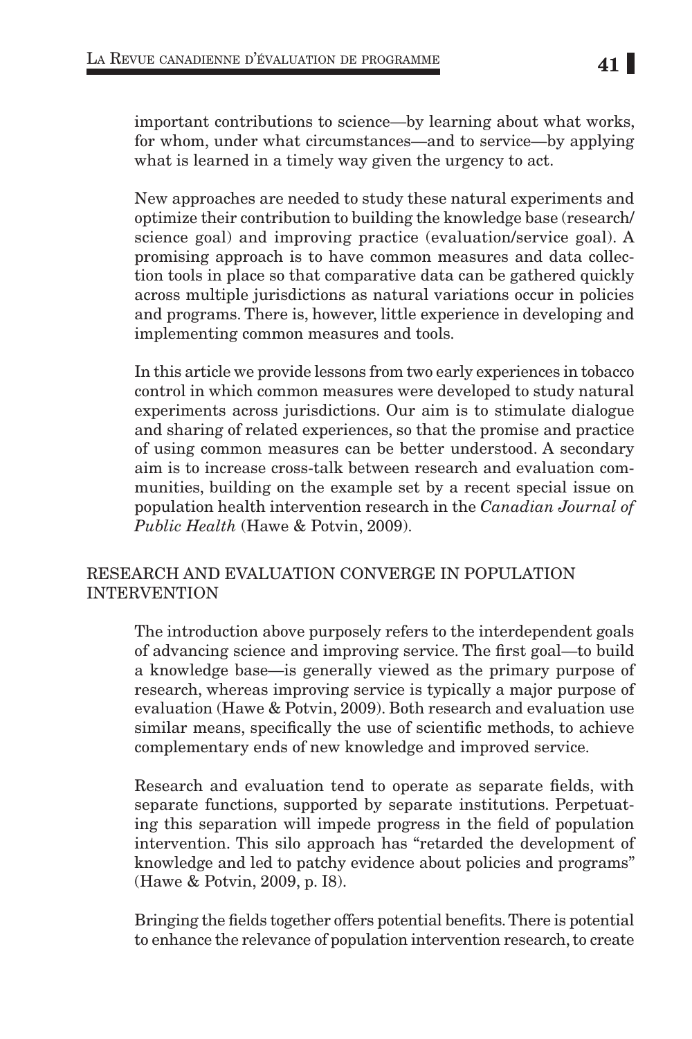important contributions to science—by learning about what works, for whom, under what circumstances—and to service—by applying what is learned in a timely way given the urgency to act.

New approaches are needed to study these natural experiments and optimize their contribution to building the knowledge base (research/science goal) and improving practice (evaluation/service goal). A promising approach is to have common measures and data collection tools in place so that comparative data can be gathered quickly across multiple jurisdictions as natural variations occur in policies and programs. There is, however, little experience in developing and implementing common measures and tools.

In this article we provide lessons from two early experiences in tobacco control in which common measures were developed to study natural experiments across jurisdictions. Our aim is to stimulate dialogue and sharing of related experiences, so that the promise and practice of using common measures can be better understood. A secondary aim is to increase cross-talk between research and evaluation communities, building on the example set by a recent special issue on population health intervention research in the *Canadian Journal of Public Health* (Hawe & Potvin, 2009).

## RESEARCH AND EVALUATION CONVERGE IN POPULATION INTERVENTION

The introduction above purposely refers to the interdependent goals of advancing science and improving service. The first goal—to build a knowledge base—is generally viewed as the primary purpose of research, whereas improving service is typically a major purpose of evaluation (Hawe & Potvin, 2009). Both research and evaluation use similar means, specifically the use of scientific methods, to achieve complementary ends of new knowledge and improved service.

Research and evaluation tend to operate as separate fields, with separate functions, supported by separate institutions. Perpetuating this separation will impede progress in the field of population intervention. This silo approach has "retarded the development of knowledge and led to patchy evidence about policies and programs" (Hawe & Potvin, 2009, p. I8).

Bringing the fields together offers potential benefits. There is potential to enhance the relevance of population intervention research, to create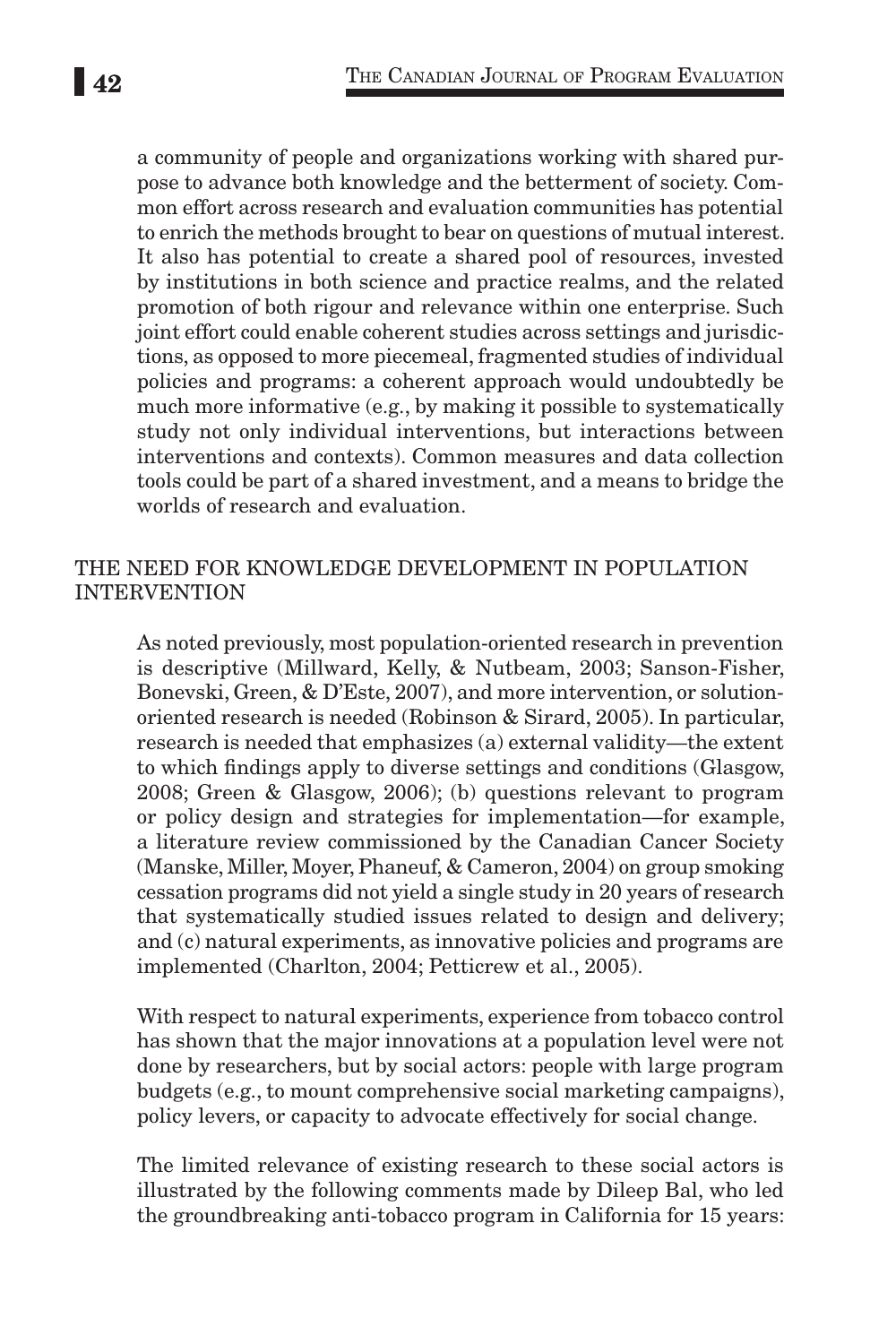a community of people and organizations working with shared purpose to advance both knowledge and the betterment of society. Common effort across research and evaluation communities has potential to enrich the methods brought to bear on questions of mutual interest. It also has potential to create a shared pool of resources, invested by institutions in both science and practice realms, and the related promotion of both rigour and relevance within one enterprise. Such joint effort could enable coherent studies across settings and jurisdictions, as opposed to more piecemeal, fragmented studies of individual policies and programs: a coherent approach would undoubtedly be much more informative (e.g., by making it possible to systematically study not only individual interventions, but interactions between interventions and contexts). Common measures and data collection tools could be part of a shared investment, and a means to bridge the worlds of research and evaluation.

## THE NEED FOR KNOWLEDGE DEVELOPMENT IN POPULATION INTERVENTION

As noted previously, most population-oriented research in prevention is descriptive (Millward, Kelly, & Nutbeam, 2003; Sanson-Fisher, Bonevski, Green, & D'Este, 2007), and more intervention, or solution-oriented research is needed (Robinson & Sirard, 2005). In particular, research is needed that emphasizes (a) external validity—the extent to which findings apply to diverse settings and conditions (Glasgow, 2008; Green & Glasgow, 2006); (b) questions relevant to program or policy design and strategies for implementation—for example, a literature review commissioned by the Canadian Cancer Society (Manske, Miller, Moyer, Phaneuf, & Cameron, 2004) on group smoking cessation programs did not yield a single study in 20 years of research that systematically studied issues related to design and delivery; and (c) natural experiments, as innovative policies and programs are implemented (Charlton, 2004; Petticrew et al., 2005).

With respect to natural experiments, experience from tobacco control has shown that the major innovations at a population level were not done by researchers, but by social actors: people with large program budgets (e.g., to mount comprehensive social marketing campaigns), policy levers, or capacity to advocate effectively for social change.

The limited relevance of existing research to these social actors is illustrated by the following comments made by Dileep Bal, who led the groundbreaking anti-tobacco program in California for 15 years: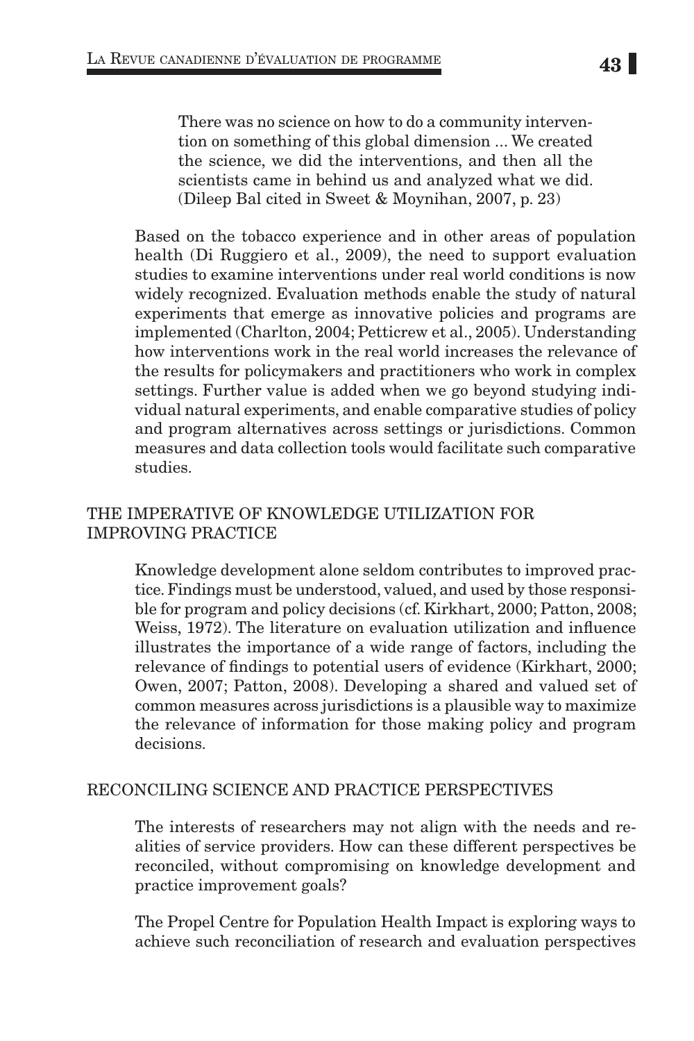> There was no science on how to do a community intervention on something of this global dimension ... We created the science, we did the interventions, and then all the scientists came in behind us and analyzed what we did. (Dileep Bal cited in Sweet & Moynihan, 2007, p. 23)

Based on the tobacco experience and in other areas of population health (Di Ruggiero et al., 2009), the need to support evaluation studies to examine interventions under real world conditions is now widely recognized. Evaluation methods enable the study of natural experiments that emerge as innovative policies and programs are implemented (Charlton, 2004; Petticrew et al., 2005). Understanding how interventions work in the real world increases the relevance of the results for policymakers and practitioners who work in complex settings. Further value is added when we go beyond studying individual natural experiments, and enable comparative studies of policy and program alternatives across settings or jurisdictions. Common measures and data collection tools would facilitate such comparative studies.

## THE IMPERATIVE OF KNOWLEDGE UTILIZATION FOR IMPROVING PRACTICE

Knowledge development alone seldom contributes to improved practice. Findings must be understood, valued, and used by those responsible for program and policy decisions (cf. Kirkhart, 2000; Patton, 2008; Weiss, 1972). The literature on evaluation utilization and influence illustrates the importance of a wide range of factors, including the relevance of findings to potential users of evidence (Kirkhart, 2000; Owen, 2007; Patton, 2008). Developing a shared and valued set of common measures across jurisdictions is a plausible way to maximize the relevance of information for those making policy and program decisions.

## RECONCILING SCIENCE AND PRACTICE PERSPECTIVES

The interests of researchers may not align with the needs and realities of service providers. How can these different perspectives be reconciled, without compromising on knowledge development and practice improvement goals?

The Propel Centre for Population Health Impact is exploring ways to achieve such reconciliation of research and evaluation perspectives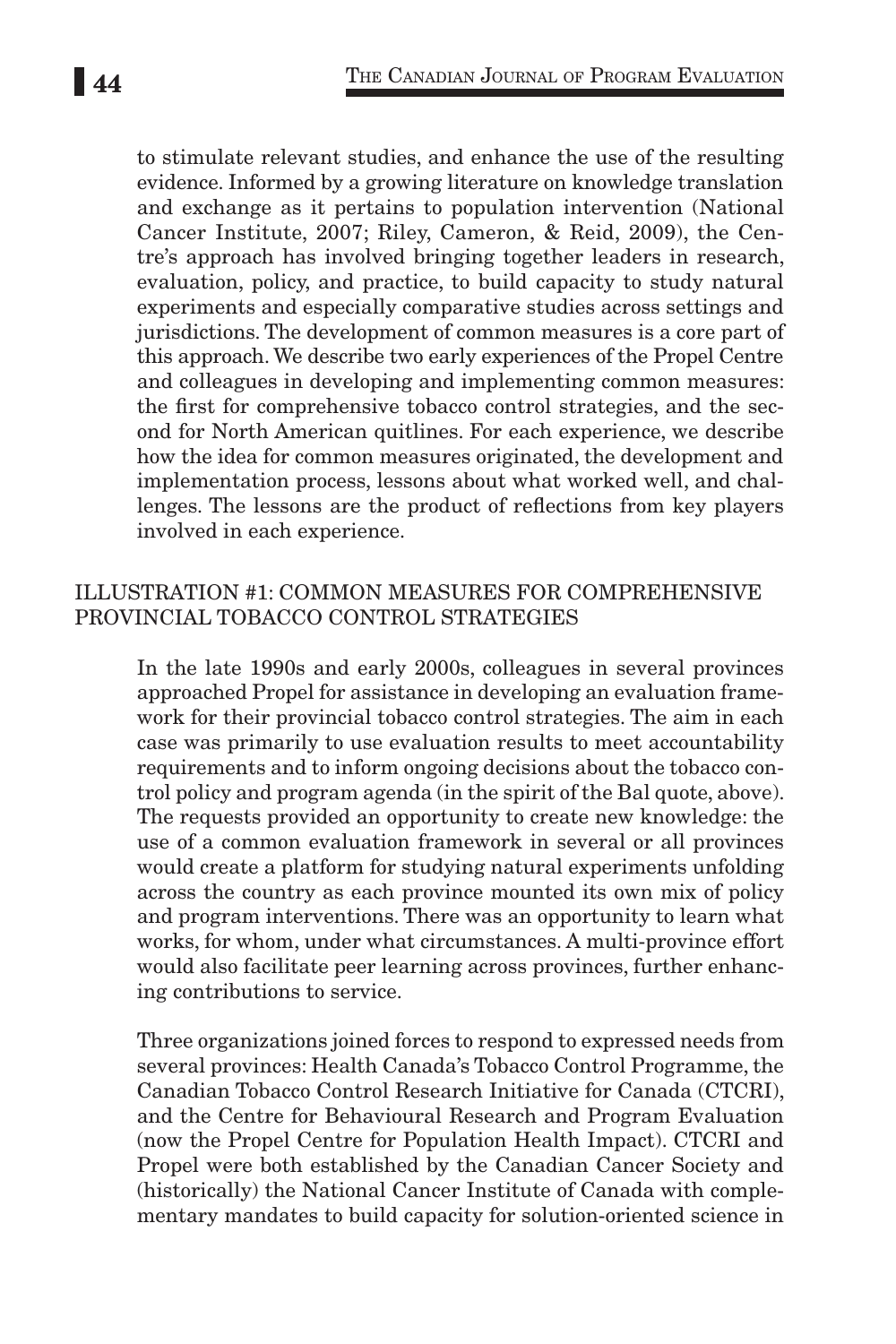to stimulate relevant studies, and enhance the use of the resulting evidence. Informed by a growing literature on knowledge translation and exchange as it pertains to population intervention (National Cancer Institute, 2007; Riley, Cameron, & Reid, 2009), the Centre's approach has involved bringing together leaders in research, evaluation, policy, and practice, to build capacity to study natural experiments and especially comparative studies across settings and jurisdictions. The development of common measures is a core part of this approach. We describe two early experiences of the Propel Centre and colleagues in developing and implementing common measures: the first for comprehensive tobacco control strategies, and the second for North American quitlines. For each experience, we describe how the idea for common measures originated, the development and implementation process, lessons about what worked well, and challenges. The lessons are the product of reflections from key players involved in each experience.

## ILLUSTRATION #1: COMMON MEASURES FOR COMPREHENSIVE PROVINCIAL TOBACCO CONTROL STRATEGIES

In the late 1990s and early 2000s, colleagues in several provinces approached Propel for assistance in developing an evaluation framework for their provincial tobacco control strategies. The aim in each case was primarily to use evaluation results to meet accountability requirements and to inform ongoing decisions about the tobacco control policy and program agenda (in the spirit of the Bal quote, above). The requests provided an opportunity to create new knowledge: the use of a common evaluation framework in several or all provinces would create a platform for studying natural experiments unfolding across the country as each province mounted its own mix of policy and program interventions. There was an opportunity to learn what works, for whom, under what circumstances. A multi-province effort would also facilitate peer learning across provinces, further enhancing contributions to service.

Three organizations joined forces to respond to expressed needs from several provinces: Health Canada's Tobacco Control Programme, the Canadian Tobacco Control Research Initiative for Canada (CTCRI), and the Centre for Behavioural Research and Program Evaluation (now the Propel Centre for Population Health Impact). CTCRI and Propel were both established by the Canadian Cancer Society and (historically) the National Cancer Institute of Canada with complementary mandates to build capacity for solution-oriented science in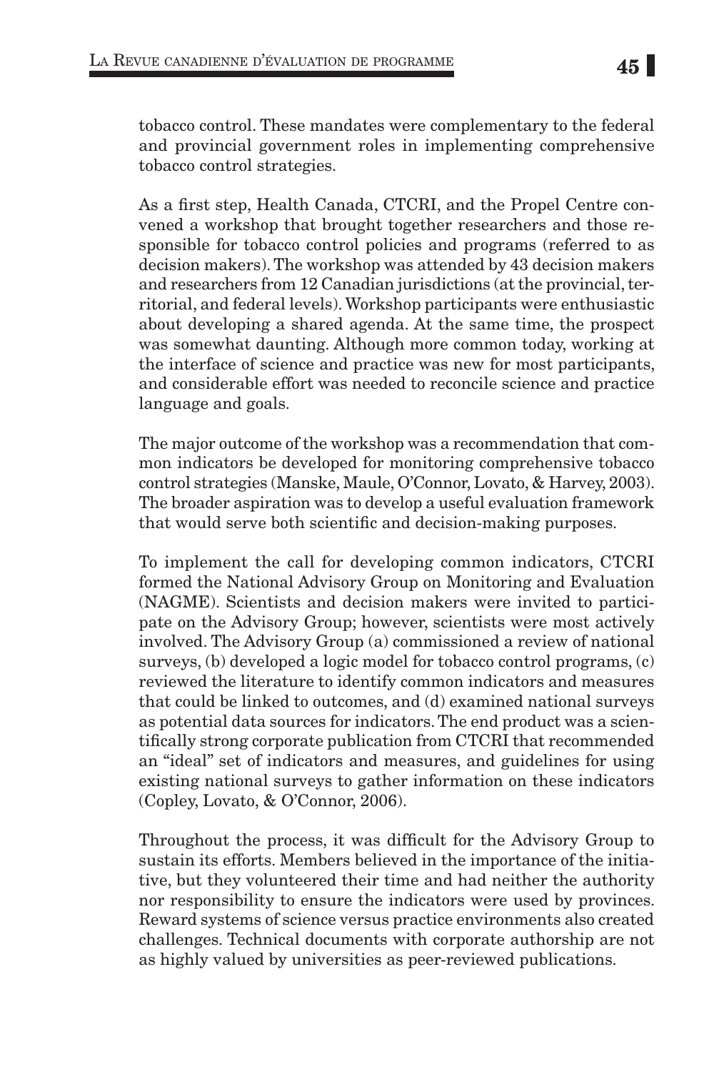tobacco control. These mandates were complementary to the federal and provincial government roles in implementing comprehensive tobacco control strategies.

As a first step, Health Canada, CTCRI, and the Propel Centre convened a workshop that brought together researchers and those responsible for tobacco control policies and programs (referred to as decision makers). The workshop was attended by 43 decision makers and researchers from 12 Canadian jurisdictions (at the provincial, territorial, and federal levels). Workshop participants were enthusiastic about developing a shared agenda. At the same time, the prospect was somewhat daunting. Although more common today, working at the interface of science and practice was new for most participants, and considerable effort was needed to reconcile science and practice language and goals.

The major outcome of the workshop was a recommendation that common indicators be developed for monitoring comprehensive tobacco control strategies (Manske, Maule, O'Connor, Lovato, & Harvey, 2003). The broader aspiration was to develop a useful evaluation framework that would serve both scientific and decision-making purposes.

To implement the call for developing common indicators, CTCRI formed the National Advisory Group on Monitoring and Evaluation (NAGME). Scientists and decision makers were invited to participate on the Advisory Group; however, scientists were most actively involved. The Advisory Group (a) commissioned a review of national surveys, (b) developed a logic model for tobacco control programs, (c) reviewed the literature to identify common indicators and measures that could be linked to outcomes, and (d) examined national surveys as potential data sources for indicators. The end product was a scientifically strong corporate publication from CTCRI that recommended an "ideal" set of indicators and measures, and guidelines for using existing national surveys to gather information on these indicators (Copley, Lovato, & O'Connor, 2006).

Throughout the process, it was difficult for the Advisory Group to sustain its efforts. Members believed in the importance of the initiative, but they volunteered their time and had neither the authority nor responsibility to ensure the indicators were used by provinces. Reward systems of science versus practice environments also created challenges. Technical documents with corporate authorship are not as highly valued by universities as peer-reviewed publications.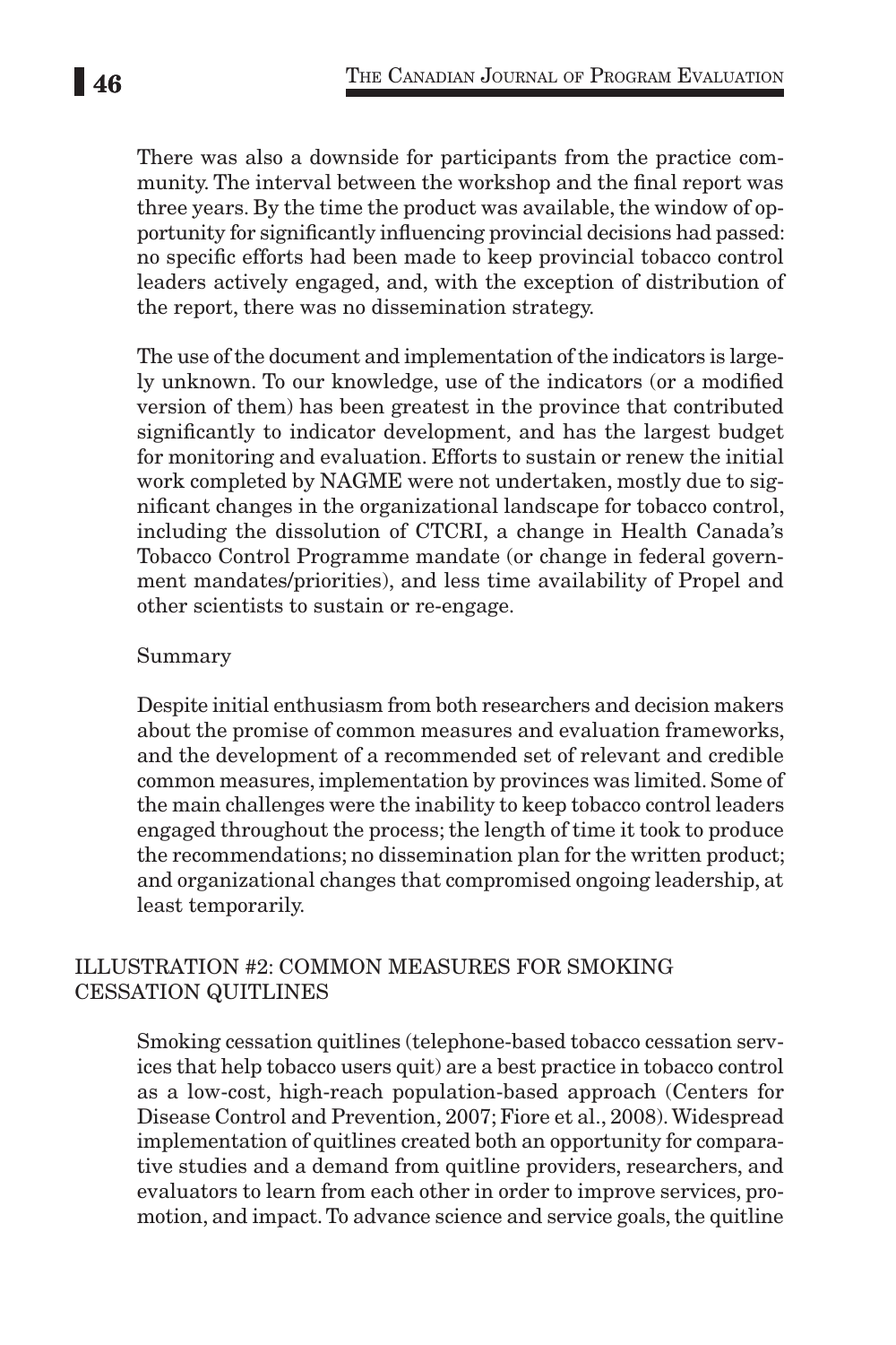There was also a downside for participants from the practice community. The interval between the workshop and the final report was three years. By the time the product was available, the window of opportunity for significantly influencing provincial decisions had passed: no specific efforts had been made to keep provincial tobacco control leaders actively engaged, and, with the exception of distribution of the report, there was no dissemination strategy.

The use of the document and implementation of the indicators is largely unknown. To our knowledge, use of the indicators (or a modified version of them) has been greatest in the province that contributed significantly to indicator development, and has the largest budget for monitoring and evaluation. Efforts to sustain or renew the initial work completed by NAGME were not undertaken, mostly due to significant changes in the organizational landscape for tobacco control, including the dissolution of CTCRI, a change in Health Canada's Tobacco Control Programme mandate (or change in federal government mandates/priorities), and less time availability of Propel and other scientists to sustain or re-engage.

Summary

Despite initial enthusiasm from both researchers and decision makers about the promise of common measures and evaluation frameworks, and the development of a recommended set of relevant and credible common measures, implementation by provinces was limited. Some of the main challenges were the inability to keep tobacco control leaders engaged throughout the process; the length of time it took to produce the recommendations; no dissemination plan for the written product; and organizational changes that compromised ongoing leadership, at least temporarily.

## ILLUSTRATION #2: COMMON MEASURES FOR SMOKING CESSATION QUITLINES

Smoking cessation quitlines (telephone-based tobacco cessation services that help tobacco users quit) are a best practice in tobacco control as a low-cost, high-reach population-based approach (Centers for Disease Control and Prevention, 2007; Fiore et al., 2008). Widespread implementation of quitlines created both an opportunity for comparative studies and a demand from quitline providers, researchers, and evaluators to learn from each other in order to improve services, promotion, and impact. To advance science and service goals, the quitline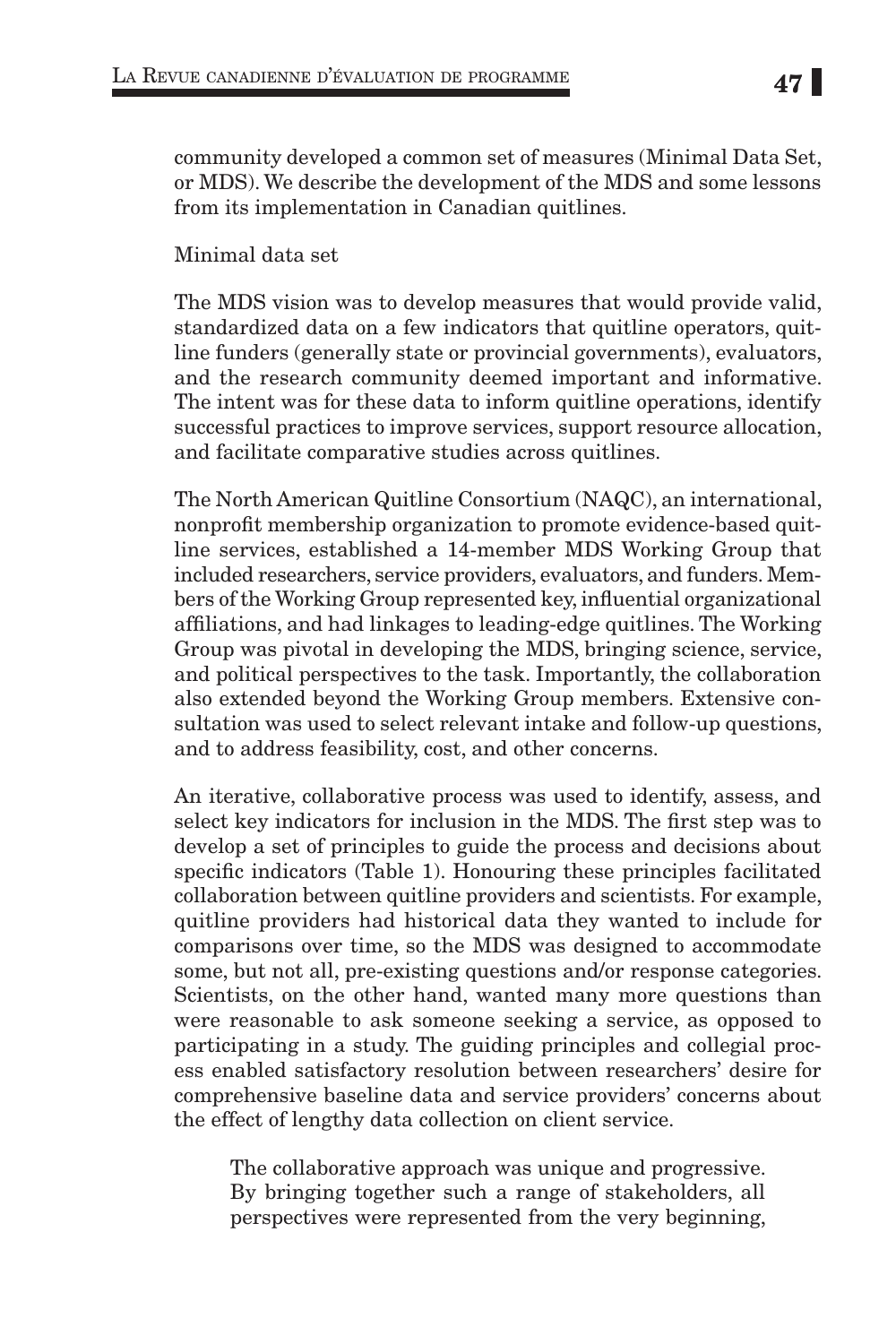community developed a common set of measures (Minimal Data Set, or MDS). We describe the development of the MDS and some lessons from its implementation in Canadian quitlines.

## Minimal data set

The MDS vision was to develop measures that would provide valid, standardized data on a few indicators that quitline operators, quitline funders (generally state or provincial governments), evaluators, and the research community deemed important and informative. The intent was for these data to inform quitline operations, identify successful practices to improve services, support resource allocation, and facilitate comparative studies across quitlines.

The North American Quitline Consortium (NAQC), an international, nonprofit membership organization to promote evidence-based quitline services, established a 14-member MDS Working Group that included researchers, service providers, evaluators, and funders. Members of the Working Group represented key, influential organizational affiliations, and had linkages to leading-edge quitlines. The Working Group was pivotal in developing the MDS, bringing science, service, and political perspectives to the task. Importantly, the collaboration also extended beyond the Working Group members. Extensive consultation was used to select relevant intake and follow-up questions, and to address feasibility, cost, and other concerns.

An iterative, collaborative process was used to identify, assess, and select key indicators for inclusion in the MDS. The first step was to develop a set of principles to guide the process and decisions about specific indicators (Table 1). Honouring these principles facilitated collaboration between quitline providers and scientists. For example, quitline providers had historical data they wanted to include for comparisons over time, so the MDS was designed to accommodate some, but not all, pre-existing questions and/or response categories. Scientists, on the other hand, wanted many more questions than were reasonable to ask someone seeking a service, as opposed to participating in a study. The guiding principles and collegial process enabled satisfactory resolution between researchers' desire for comprehensive baseline data and service providers' concerns about the effect of lengthy data collection on client service.

> The collaborative approach was unique and progressive. By bringing together such a range of stakeholders, all perspectives were represented from the very beginning,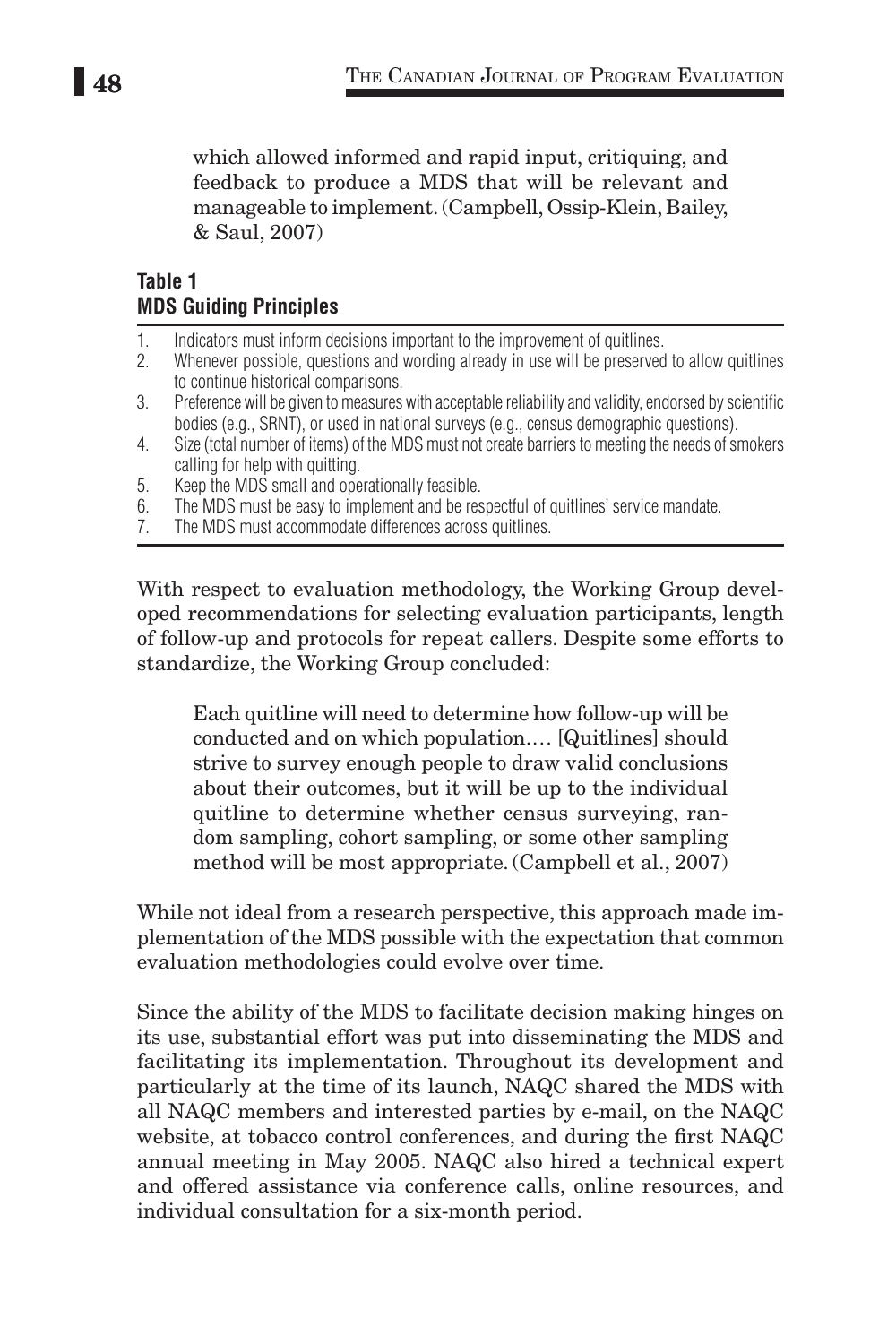> which allowed informed and rapid input, critiquing, and feedback to produce a MDS that will be relevant and manageable to implement. (Campbell, Ossip-Klein, Bailey, & Saul, 2007)

**Table 1**
**MDS Guiding Principles**

1. Indicators must inform decisions important to the improvement of quitlines.
2. Whenever possible, questions and wording already in use will be preserved to allow quitlines to continue historical comparisons.
3. Preference will be given to measures with acceptable reliability and validity, endorsed by scientific bodies (e.g., SRNT), or used in national surveys (e.g., census demographic questions).
4. Size (total number of items) of the MDS must not create barriers to meeting the needs of smokers calling for help with quitting.
5. Keep the MDS small and operationally feasible.
6. The MDS must be easy to implement and be respectful of quitlines' service mandate.
7. The MDS must accommodate differences across quitlines.

With respect to evaluation methodology, the Working Group developed recommendations for selecting evaluation participants, length of follow-up and protocols for repeat callers. Despite some efforts to standardize, the Working Group concluded:

> Each quitline will need to determine how follow-up will be conducted and on which population.… [Quitlines] should strive to survey enough people to draw valid conclusions about their outcomes, but it will be up to the individual quitline to determine whether census surveying, random sampling, cohort sampling, or some other sampling method will be most appropriate. (Campbell et al., 2007)

While not ideal from a research perspective, this approach made implementation of the MDS possible with the expectation that common evaluation methodologies could evolve over time.

Since the ability of the MDS to facilitate decision making hinges on its use, substantial effort was put into disseminating the MDS and facilitating its implementation. Throughout its development and particularly at the time of its launch, NAQC shared the MDS with all NAQC members and interested parties by e-mail, on the NAQC website, at tobacco control conferences, and during the first NAQC annual meeting in May 2005. NAQC also hired a technical expert and offered assistance via conference calls, online resources, and individual consultation for a six-month period.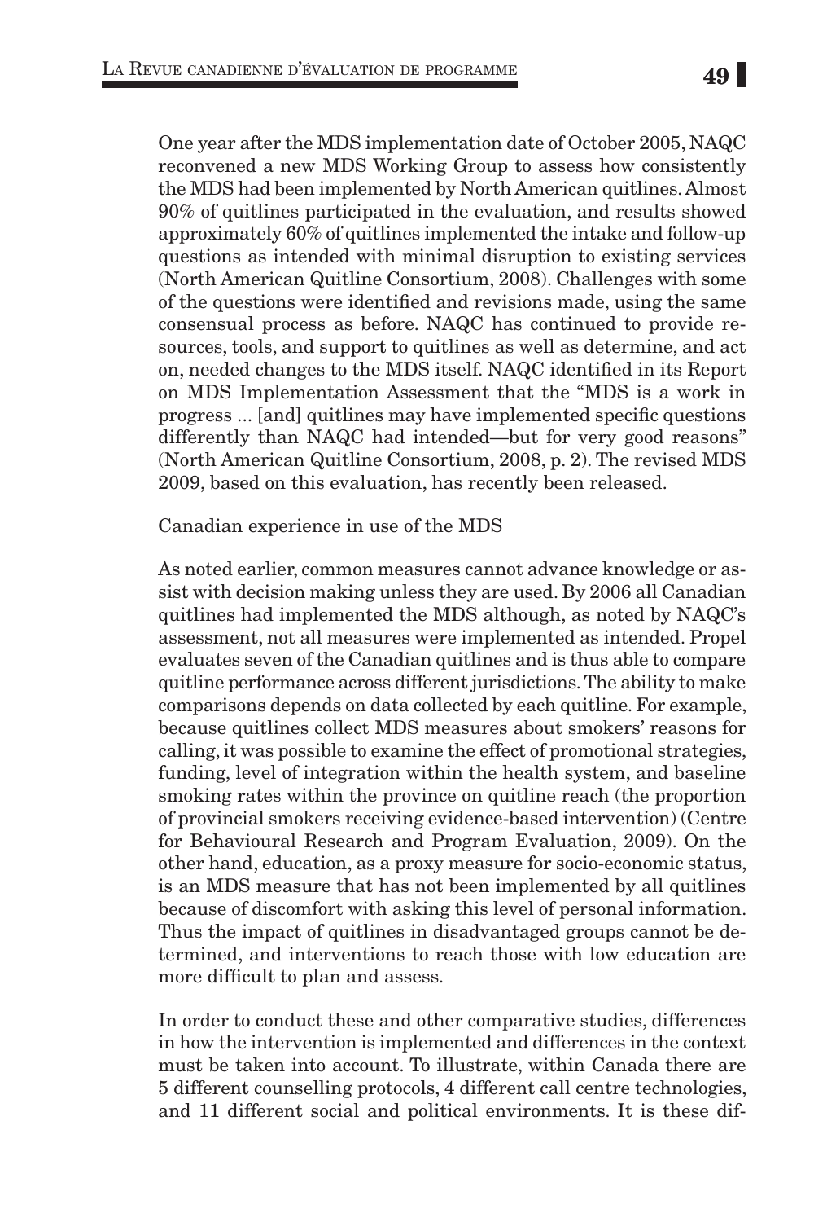One year after the MDS implementation date of October 2005, NAQC reconvened a new MDS Working Group to assess how consistently the MDS had been implemented by North American quitlines. Almost 90% of quitlines participated in the evaluation, and results showed approximately 60% of quitlines implemented the intake and follow-up questions as intended with minimal disruption to existing services (North American Quitline Consortium, 2008). Challenges with some of the questions were identified and revisions made, using the same consensual process as before. NAQC has continued to provide resources, tools, and support to quitlines as well as determine, and act on, needed changes to the MDS itself. NAQC identified in its Report on MDS Implementation Assessment that the "MDS is a work in progress ... [and] quitlines may have implemented specific questions differently than NAQC had intended—but for very good reasons" (North American Quitline Consortium, 2008, p. 2). The revised MDS 2009, based on this evaluation, has recently been released.

Canadian experience in use of the MDS

As noted earlier, common measures cannot advance knowledge or assist with decision making unless they are used. By 2006 all Canadian quitlines had implemented the MDS although, as noted by NAQC's assessment, not all measures were implemented as intended. Propel evaluates seven of the Canadian quitlines and is thus able to compare quitline performance across different jurisdictions. The ability to make comparisons depends on data collected by each quitline. For example, because quitlines collect MDS measures about smokers' reasons for calling, it was possible to examine the effect of promotional strategies, funding, level of integration within the health system, and baseline smoking rates within the province on quitline reach (the proportion of provincial smokers receiving evidence-based intervention) (Centre for Behavioural Research and Program Evaluation, 2009). On the other hand, education, as a proxy measure for socio-economic status, is an MDS measure that has not been implemented by all quitlines because of discomfort with asking this level of personal information. Thus the impact of quitlines in disadvantaged groups cannot be determined, and interventions to reach those with low education are more difficult to plan and assess.

In order to conduct these and other comparative studies, differences in how the intervention is implemented and differences in the context must be taken into account. To illustrate, within Canada there are 5 different counselling protocols, 4 different call centre technologies, and 11 different social and political environments. It is these dif-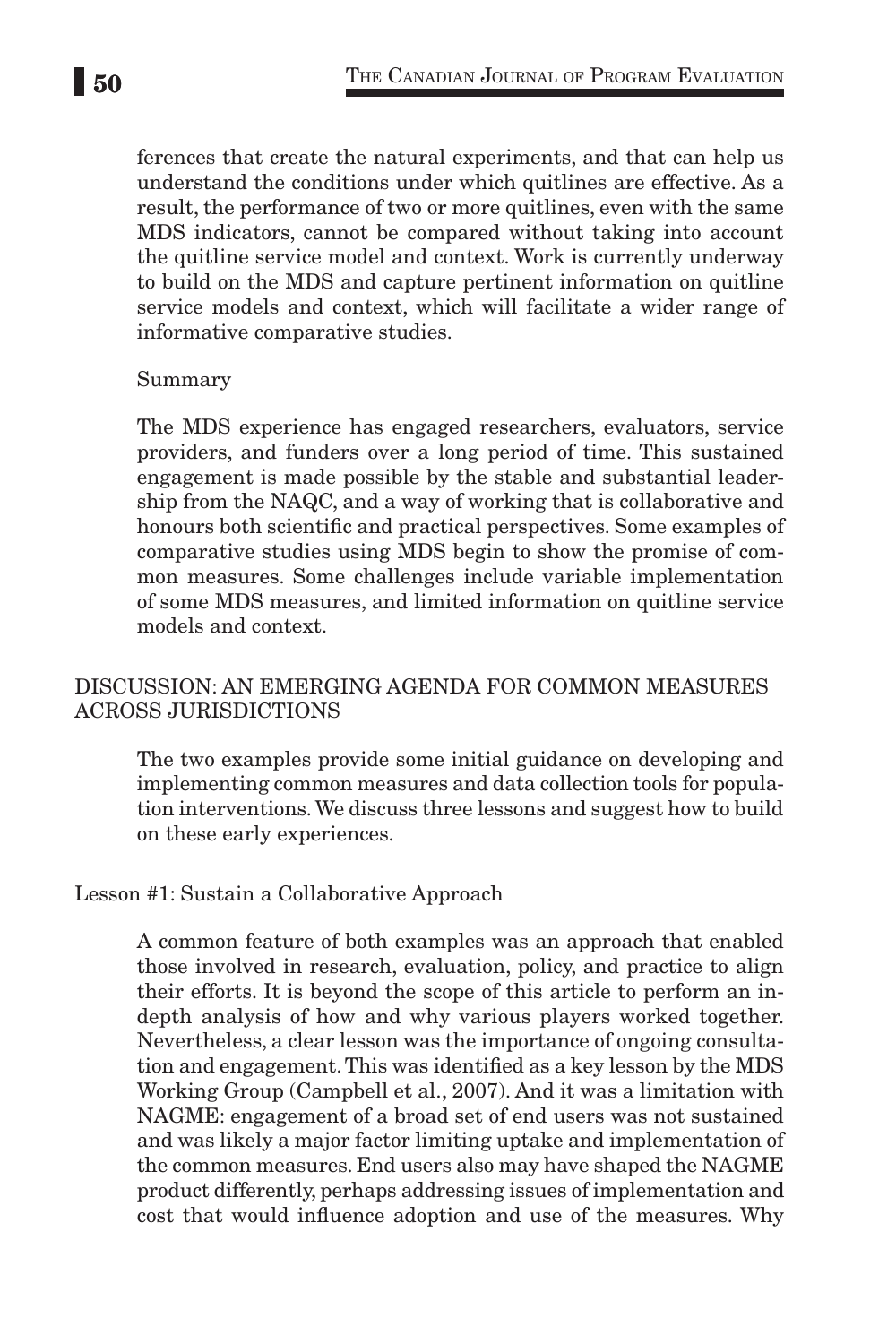ferences that create the natural experiments, and that can help us understand the conditions under which quitlines are effective. As a result, the performance of two or more quitlines, even with the same MDS indicators, cannot be compared without taking into account the quitline service model and context. Work is currently underway to build on the MDS and capture pertinent information on quitline service models and context, which will facilitate a wider range of informative comparative studies.

### Summary

The MDS experience has engaged researchers, evaluators, service providers, and funders over a long period of time. This sustained engagement is made possible by the stable and substantial leadership from the NAQC, and a way of working that is collaborative and honours both scientific and practical perspectives. Some examples of comparative studies using MDS begin to show the promise of common measures. Some challenges include variable implementation of some MDS measures, and limited information on quitline service models and context.

## DISCUSSION: AN EMERGING AGENDA FOR COMMON MEASURES ACROSS JURISDICTIONS

The two examples provide some initial guidance on developing and implementing common measures and data collection tools for population interventions. We discuss three lessons and suggest how to build on these early experiences.

### Lesson #1: Sustain a Collaborative Approach

A common feature of both examples was an approach that enabled those involved in research, evaluation, policy, and practice to align their efforts. It is beyond the scope of this article to perform an in-depth analysis of how and why various players worked together. Nevertheless, a clear lesson was the importance of ongoing consultation and engagement. This was identified as a key lesson by the MDS Working Group (Campbell et al., 2007). And it was a limitation with NAGME: engagement of a broad set of end users was not sustained and was likely a major factor limiting uptake and implementation of the common measures. End users also may have shaped the NAGME product differently, perhaps addressing issues of implementation and cost that would influence adoption and use of the measures. Why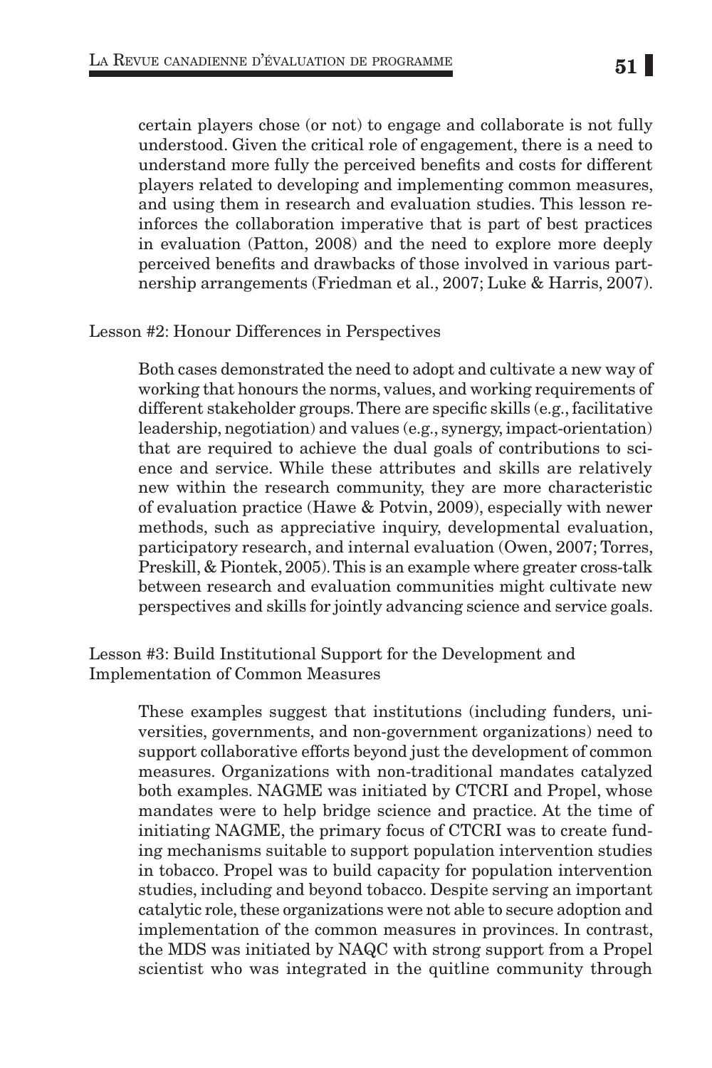certain players chose (or not) to engage and collaborate is not fully understood. Given the critical role of engagement, there is a need to understand more fully the perceived benefits and costs for different players related to developing and implementing common measures, and using them in research and evaluation studies. This lesson reinforces the collaboration imperative that is part of best practices in evaluation (Patton, 2008) and the need to explore more deeply perceived benefits and drawbacks of those involved in various partnership arrangements (Friedman et al., 2007; Luke & Harris, 2007).

### Lesson #2: Honour Differences in Perspectives

Both cases demonstrated the need to adopt and cultivate a new way of working that honours the norms, values, and working requirements of different stakeholder groups. There are specific skills (e.g., facilitative leadership, negotiation) and values (e.g., synergy, impact-orientation) that are required to achieve the dual goals of contributions to science and service. While these attributes and skills are relatively new within the research community, they are more characteristic of evaluation practice (Hawe & Potvin, 2009), especially with newer methods, such as appreciative inquiry, developmental evaluation, participatory research, and internal evaluation (Owen, 2007; Torres, Preskill, & Piontek, 2005). This is an example where greater cross-talk between research and evaluation communities might cultivate new perspectives and skills for jointly advancing science and service goals.

### Lesson #3: Build Institutional Support for the Development and Implementation of Common Measures

These examples suggest that institutions (including funders, universities, governments, and non-government organizations) need to support collaborative efforts beyond just the development of common measures. Organizations with non-traditional mandates catalyzed both examples. NAGME was initiated by CTCRI and Propel, whose mandates were to help bridge science and practice. At the time of initiating NAGME, the primary focus of CTCRI was to create funding mechanisms suitable to support population intervention studies in tobacco. Propel was to build capacity for population intervention studies, including and beyond tobacco. Despite serving an important catalytic role, these organizations were not able to secure adoption and implementation of the common measures in provinces. In contrast, the MDS was initiated by NAQC with strong support from a Propel scientist who was integrated in the quitline community through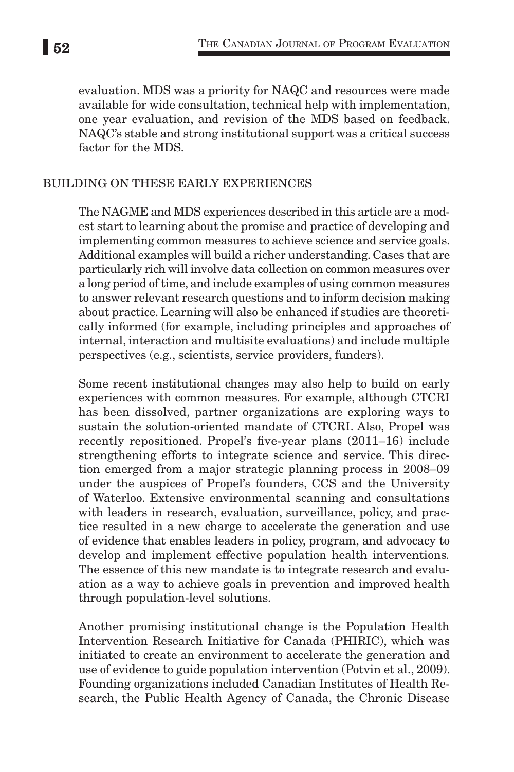evaluation. MDS was a priority for NAQC and resources were made available for wide consultation, technical help with implementation, one year evaluation, and revision of the MDS based on feedback. NAQC's stable and strong institutional support was a critical success factor for the MDS.

## BUILDING ON THESE EARLY EXPERIENCES

The NAGME and MDS experiences described in this article are a modest start to learning about the promise and practice of developing and implementing common measures to achieve science and service goals. Additional examples will build a richer understanding. Cases that are particularly rich will involve data collection on common measures over a long period of time, and include examples of using common measures to answer relevant research questions and to inform decision making about practice. Learning will also be enhanced if studies are theoretically informed (for example, including principles and approaches of internal, interaction and multisite evaluations) and include multiple perspectives (e.g., scientists, service providers, funders).

Some recent institutional changes may also help to build on early experiences with common measures. For example, although CTCRI has been dissolved, partner organizations are exploring ways to sustain the solution-oriented mandate of CTCRI. Also, Propel was recently repositioned. Propel's five-year plans (2011–16) include strengthening efforts to integrate science and service. This direction emerged from a major strategic planning process in 2008–09 under the auspices of Propel's founders, CCS and the University of Waterloo. Extensive environmental scanning and consultations with leaders in research, evaluation, surveillance, policy, and practice resulted in a new charge to accelerate the generation and use of evidence that enables leaders in policy, program, and advocacy to develop and implement effective population health interventions. The essence of this new mandate is to integrate research and evaluation as a way to achieve goals in prevention and improved health through population-level solutions.

Another promising institutional change is the Population Health Intervention Research Initiative for Canada (PHIRIC), which was initiated to create an environment to accelerate the generation and use of evidence to guide population intervention (Potvin et al., 2009). Founding organizations included Canadian Institutes of Health Research, the Public Health Agency of Canada, the Chronic Disease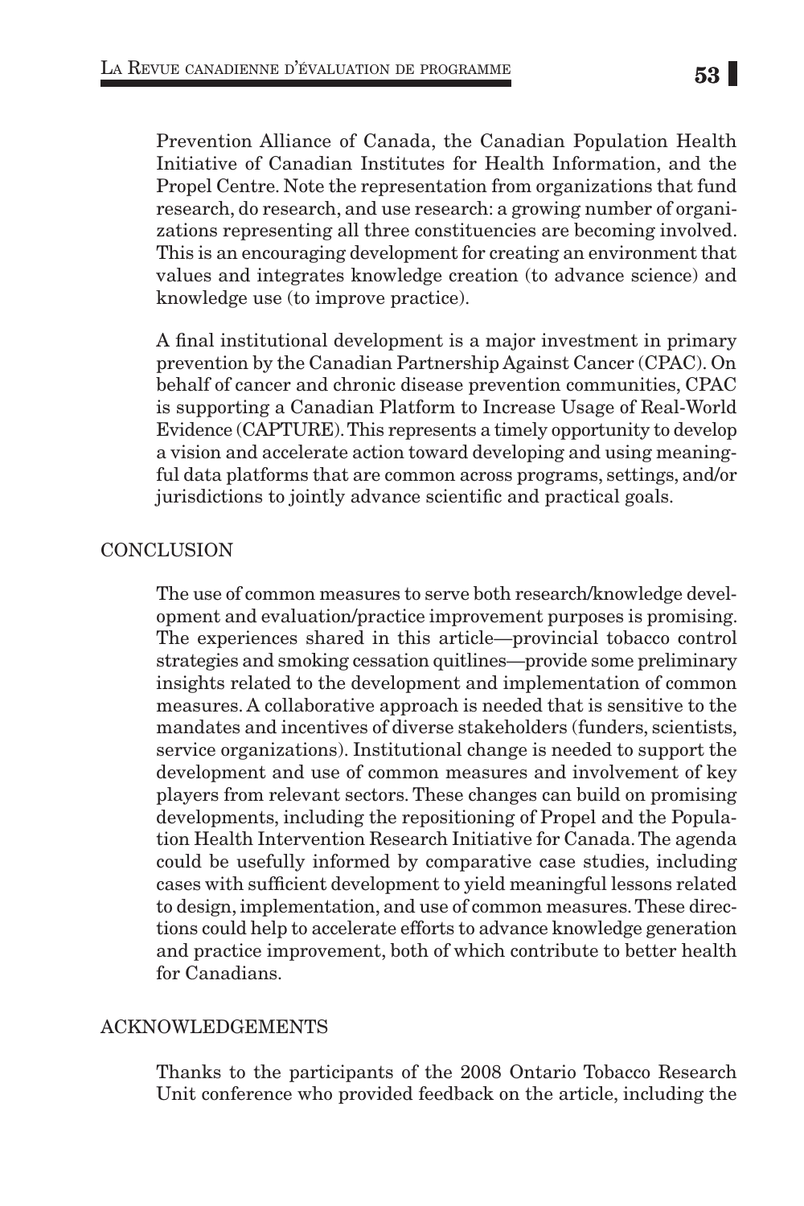Prevention Alliance of Canada, the Canadian Population Health Initiative of Canadian Institutes for Health Information, and the Propel Centre. Note the representation from organizations that fund research, do research, and use research: a growing number of organizations representing all three constituencies are becoming involved. This is an encouraging development for creating an environment that values and integrates knowledge creation (to advance science) and knowledge use (to improve practice).

A final institutional development is a major investment in primary prevention by the Canadian Partnership Against Cancer (CPAC). On behalf of cancer and chronic disease prevention communities, CPAC is supporting a Canadian Platform to Increase Usage of Real-World Evidence (CAPTURE). This represents a timely opportunity to develop a vision and accelerate action toward developing and using meaningful data platforms that are common across programs, settings, and/or jurisdictions to jointly advance scientific and practical goals.

## CONCLUSION

The use of common measures to serve both research/knowledge development and evaluation/practice improvement purposes is promising. The experiences shared in this article—provincial tobacco control strategies and smoking cessation quitlines—provide some preliminary insights related to the development and implementation of common measures. A collaborative approach is needed that is sensitive to the mandates and incentives of diverse stakeholders (funders, scientists, service organizations). Institutional change is needed to support the development and use of common measures and involvement of key players from relevant sectors. These changes can build on promising developments, including the repositioning of Propel and the Population Health Intervention Research Initiative for Canada. The agenda could be usefully informed by comparative case studies, including cases with sufficient development to yield meaningful lessons related to design, implementation, and use of common measures. These directions could help to accelerate efforts to advance knowledge generation and practice improvement, both of which contribute to better health for Canadians.

## ACKNOWLEDGEMENTS

Thanks to the participants of the 2008 Ontario Tobacco Research Unit conference who provided feedback on the article, including the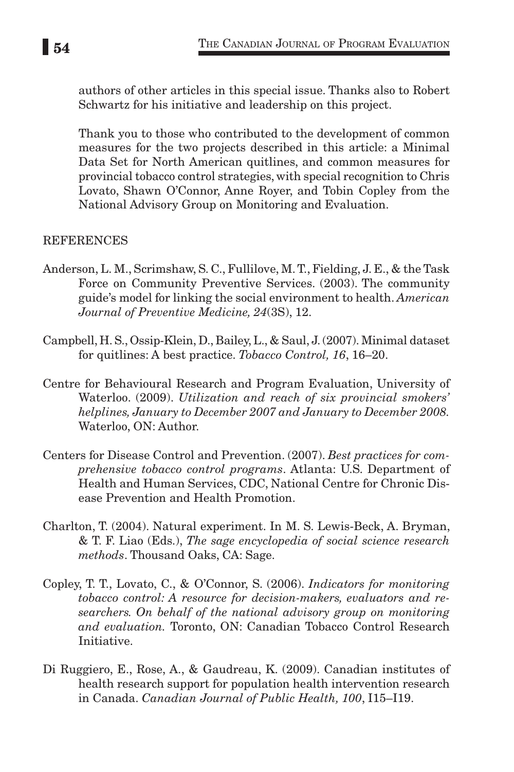authors of other articles in this special issue. Thanks also to Robert Schwartz for his initiative and leadership on this project.

Thank you to those who contributed to the development of common measures for the two projects described in this article: a Minimal Data Set for North American quitlines, and common measures for provincial tobacco control strategies, with special recognition to Chris Lovato, Shawn O'Connor, Anne Royer, and Tobin Copley from the National Advisory Group on Monitoring and Evaluation.

## REFERENCES

Anderson, L. M., Scrimshaw, S. C., Fullilove, M. T., Fielding, J. E., & the Task Force on Community Preventive Services. (2003). The community guide's model for linking the social environment to health. *American Journal of Preventive Medicine, 24*(3S), 12.

Campbell, H. S., Ossip-Klein, D., Bailey, L., & Saul, J. (2007). Minimal dataset for quitlines: A best practice. *Tobacco Control, 16*, 16–20.

Centre for Behavioural Research and Program Evaluation, University of Waterloo. (2009). *Utilization and reach of six provincial smokers' helplines, January to December 2007 and January to December 2008.* Waterloo, ON: Author.

Centers for Disease Control and Prevention. (2007). *Best practices for comprehensive tobacco control programs*. Atlanta: U.S. Department of Health and Human Services, CDC, National Centre for Chronic Disease Prevention and Health Promotion.

Charlton, T. (2004). Natural experiment. In M. S. Lewis-Beck, A. Bryman, & T. F. Liao (Eds.), *The sage encyclopedia of social science research methods*. Thousand Oaks, CA: Sage.

Copley, T. T., Lovato, C., & O'Connor, S. (2006). *Indicators for monitoring tobacco control: A resource for decision-makers, evaluators and researchers. On behalf of the national advisory group on monitoring and evaluation.* Toronto, ON: Canadian Tobacco Control Research Initiative.

Di Ruggiero, E., Rose, A., & Gaudreau, K. (2009). Canadian institutes of health research support for population health intervention research in Canada. *Canadian Journal of Public Health, 100*, I15–I19.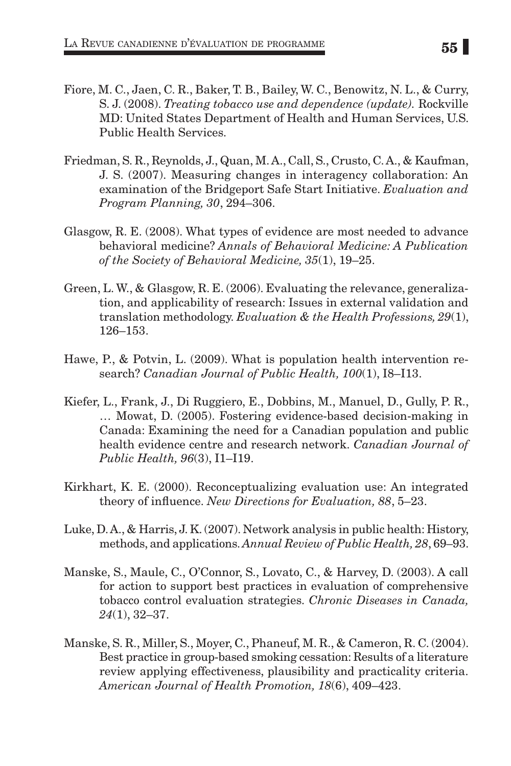Fiore, M. C., Jaen, C. R., Baker, T. B., Bailey, W. C., Benowitz, N. L., & Curry, S. J. (2008). *Treating tobacco use and dependence (update).* Rockville MD: United States Department of Health and Human Services, U.S. Public Health Services.

Friedman, S. R., Reynolds, J., Quan, M. A., Call, S., Crusto, C. A., & Kaufman, J. S. (2007). Measuring changes in interagency collaboration: An examination of the Bridgeport Safe Start Initiative. *Evaluation and Program Planning, 30*, 294–306.

Glasgow, R. E. (2008). What types of evidence are most needed to advance behavioral medicine? *Annals of Behavioral Medicine: A Publication of the Society of Behavioral Medicine, 35*(1), 19–25.

Green, L. W., & Glasgow, R. E. (2006). Evaluating the relevance, generalization, and applicability of research: Issues in external validation and translation methodology. *Evaluation & the Health Professions, 29*(1), 126–153.

Hawe, P., & Potvin, L. (2009). What is population health intervention research? *Canadian Journal of Public Health, 100*(1), I8–I13.

Kiefer, L., Frank, J., Di Ruggiero, E., Dobbins, M., Manuel, D., Gully, P. R., … Mowat, D. (2005). Fostering evidence-based decision-making in Canada: Examining the need for a Canadian population and public health evidence centre and research network. *Canadian Journal of Public Health, 96*(3), I1–I19.

Kirkhart, K. E. (2000). Reconceptualizing evaluation use: An integrated theory of influence. *New Directions for Evaluation, 88*, 5–23.

Luke, D. A., & Harris, J. K. (2007). Network analysis in public health: History, methods, and applications. *Annual Review of Public Health, 28*, 69–93.

Manske, S., Maule, C., O'Connor, S., Lovato, C., & Harvey, D. (2003). A call for action to support best practices in evaluation of comprehensive tobacco control evaluation strategies. *Chronic Diseases in Canada, 24*(1), 32–37.

Manske, S. R., Miller, S., Moyer, C., Phaneuf, M. R., & Cameron, R. C. (2004). Best practice in group-based smoking cessation: Results of a literature review applying effectiveness, plausibility and practicality criteria. *American Journal of Health Promotion, 18*(6), 409–423.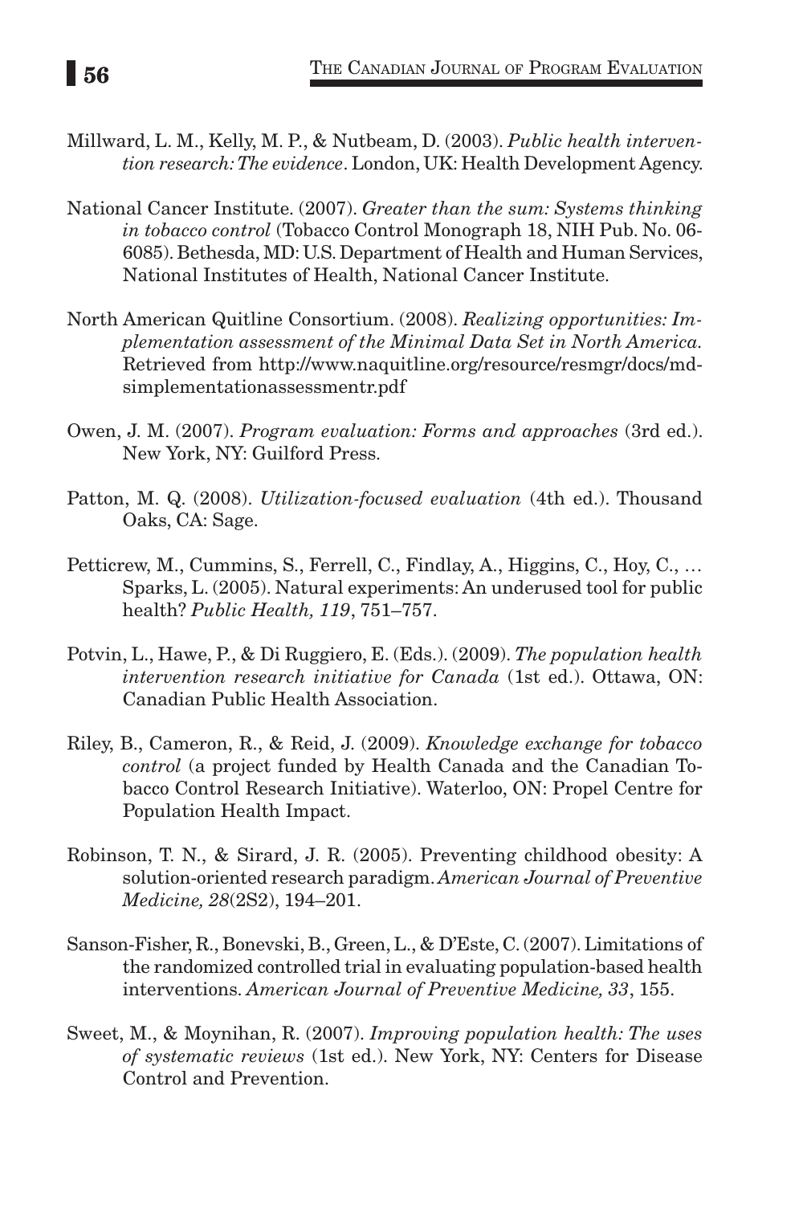Millward, L. M., Kelly, M. P., & Nutbeam, D. (2003). *Public health intervention research: The evidence*. London, UK: Health Development Agency.

National Cancer Institute. (2007). *Greater than the sum: Systems thinking in tobacco control* (Tobacco Control Monograph 18, NIH Pub. No. 06-6085). Bethesda, MD: U.S. Department of Health and Human Services, National Institutes of Health, National Cancer Institute.

North American Quitline Consortium. (2008). *Realizing opportunities: Implementation assessment of the Minimal Data Set in North America.* Retrieved from http://www.naquitline.org/resource/resmgr/docs/mdsimplementationassessmentr.pdf

Owen, J. M. (2007). *Program evaluation: Forms and approaches* (3rd ed.). New York, NY: Guilford Press.

Patton, M. Q. (2008). *Utilization-focused evaluation* (4th ed.). Thousand Oaks, CA: Sage.

Petticrew, M., Cummins, S., Ferrell, C., Findlay, A., Higgins, C., Hoy, C., … Sparks, L. (2005). Natural experiments: An underused tool for public health? *Public Health, 119*, 751–757.

Potvin, L., Hawe, P., & Di Ruggiero, E. (Eds.). (2009). *The population health intervention research initiative for Canada* (1st ed.). Ottawa, ON: Canadian Public Health Association.

Riley, B., Cameron, R., & Reid, J. (2009). *Knowledge exchange for tobacco control* (a project funded by Health Canada and the Canadian Tobacco Control Research Initiative). Waterloo, ON: Propel Centre for Population Health Impact.

Robinson, T. N., & Sirard, J. R. (2005). Preventing childhood obesity: A solution-oriented research paradigm. *American Journal of Preventive Medicine, 28*(2S2), 194–201.

Sanson-Fisher, R., Bonevski, B., Green, L., & D'Este, C. (2007). Limitations of the randomized controlled trial in evaluating population-based health interventions. *American Journal of Preventive Medicine, 33*, 155.

Sweet, M., & Moynihan, R. (2007). *Improving population health: The uses of systematic reviews* (1st ed.). New York, NY: Centers for Disease Control and Prevention.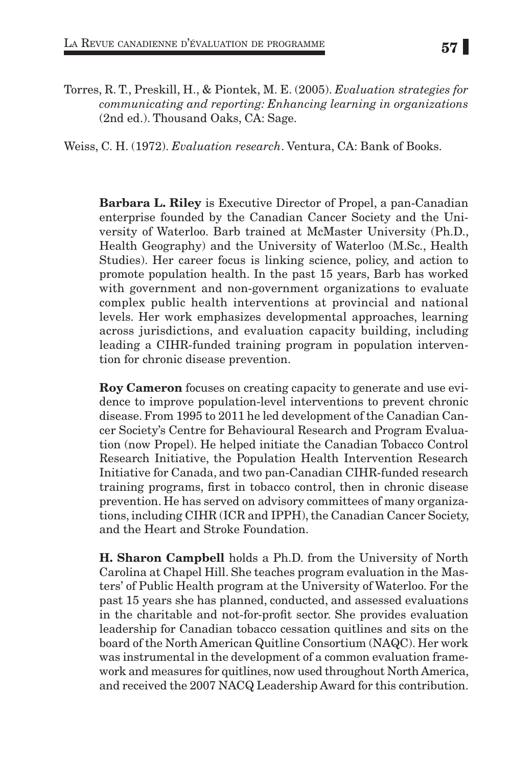Torres, R. T., Preskill, H., & Piontek, M. E. (2005). *Evaluation strategies for communicating and reporting: Enhancing learning in organizations* (2nd ed.). Thousand Oaks, CA: Sage.

Weiss, C. H. (1972). *Evaluation research*. Ventura, CA: Bank of Books.

**Barbara L. Riley** is Executive Director of Propel, a pan-Canadian enterprise founded by the Canadian Cancer Society and the University of Waterloo. Barb trained at McMaster University (Ph.D., Health Geography) and the University of Waterloo (M.Sc., Health Studies). Her career focus is linking science, policy, and action to promote population health. In the past 15 years, Barb has worked with government and non-government organizations to evaluate complex public health interventions at provincial and national levels. Her work emphasizes developmental approaches, learning across jurisdictions, and evaluation capacity building, including leading a CIHR-funded training program in population intervention for chronic disease prevention.

**Roy Cameron** focuses on creating capacity to generate and use evidence to improve population-level interventions to prevent chronic disease. From 1995 to 2011 he led development of the Canadian Cancer Society's Centre for Behavioural Research and Program Evaluation (now Propel). He helped initiate the Canadian Tobacco Control Research Initiative, the Population Health Intervention Research Initiative for Canada, and two pan-Canadian CIHR-funded research training programs, first in tobacco control, then in chronic disease prevention. He has served on advisory committees of many organizations, including CIHR (ICR and IPPH), the Canadian Cancer Society, and the Heart and Stroke Foundation.

**H. Sharon Campbell** holds a Ph.D. from the University of North Carolina at Chapel Hill. She teaches program evaluation in the Masters' of Public Health program at the University of Waterloo. For the past 15 years she has planned, conducted, and assessed evaluations in the charitable and not-for-profit sector. She provides evaluation leadership for Canadian tobacco cessation quitlines and sits on the board of the North American Quitline Consortium (NAQC). Her work was instrumental in the development of a common evaluation framework and measures for quitlines, now used throughout North America, and received the 2007 NACQ Leadership Award for this contribution.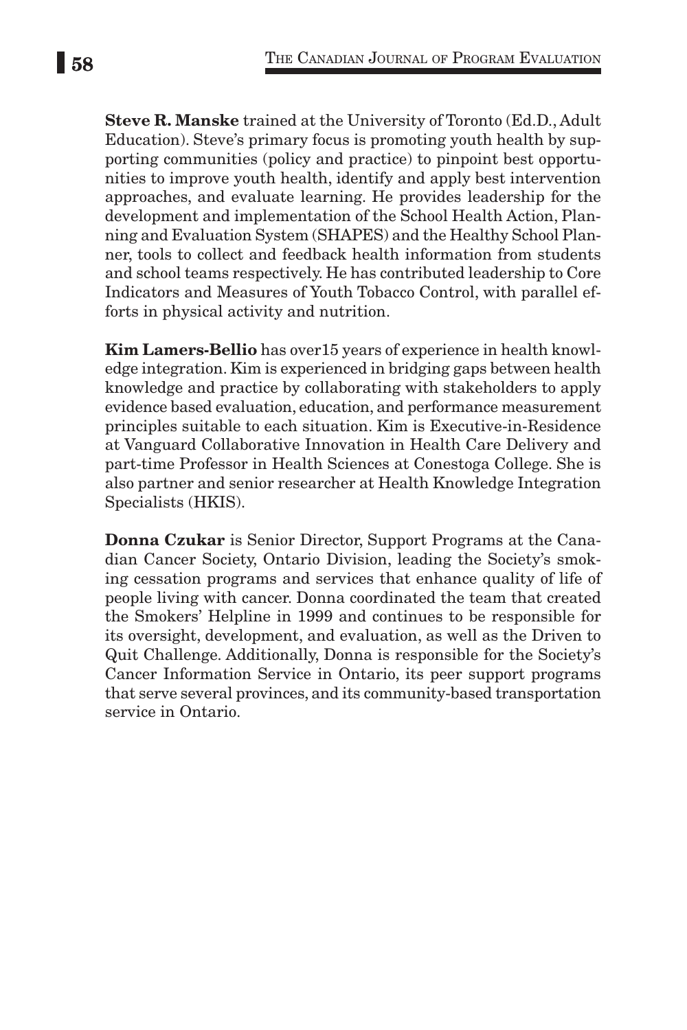**Steve R. Manske** trained at the University of Toronto (Ed.D., Adult Education). Steve's primary focus is promoting youth health by supporting communities (policy and practice) to pinpoint best opportunities to improve youth health, identify and apply best intervention approaches, and evaluate learning. He provides leadership for the development and implementation of the School Health Action, Planning and Evaluation System (SHAPES) and the Healthy School Planner, tools to collect and feedback health information from students and school teams respectively. He has contributed leadership to Core Indicators and Measures of Youth Tobacco Control, with parallel efforts in physical activity and nutrition.

**Kim Lamers-Bellio** has over15 years of experience in health knowledge integration. Kim is experienced in bridging gaps between health knowledge and practice by collaborating with stakeholders to apply evidence based evaluation, education, and performance measurement principles suitable to each situation. Kim is Executive-in-Residence at Vanguard Collaborative Innovation in Health Care Delivery and part-time Professor in Health Sciences at Conestoga College. She is also partner and senior researcher at Health Knowledge Integration Specialists (HKIS).

**Donna Czukar** is Senior Director, Support Programs at the Canadian Cancer Society, Ontario Division, leading the Society's smoking cessation programs and services that enhance quality of life of people living with cancer. Donna coordinated the team that created the Smokers' Helpline in 1999 and continues to be responsible for its oversight, development, and evaluation, as well as the Driven to Quit Challenge. Additionally, Donna is responsible for the Society's Cancer Information Service in Ontario, its peer support programs that serve several provinces, and its community-based transportation service in Ontario.